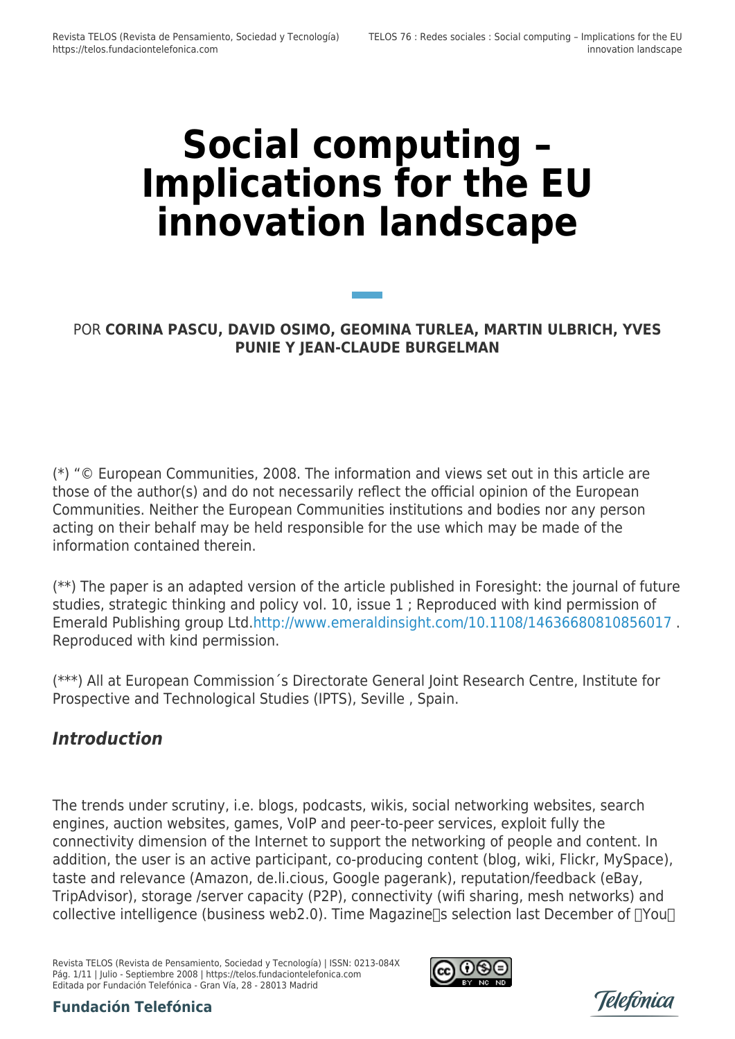# Social computing – Implications for the EU innovation landscape

POR **CORINA PASCU, DAVID OSIMO, GEOMINA TURLEA, MARTIN ULBRICH, YVES PUNIE Y JEAN-CLAUDE BURGELMAN**

(*) "© European Communities, 2008. The information and views set out in this article are those of the author(s) and do not necessarily reflect the official opinion of the European Communities. Neither the European Communities institutions and bodies nor any person acting on their behalf may be held responsible for the use which may be made of the information contained therein.

(**) The paper is an adapted version of the article published in Foresight: the journal of future studies, strategic thinking and policy vol. 10, issue 1 ; Reproduced with kind permission of Emerald Publishing group Ltd.http://www.emeraldinsight.com/10.1108/14636680810856017 . Reproduced with kind permission.

(***) All at European Commission´s Directorate General Joint Research Centre, Institute for Prospective and Technological Studies (IPTS), Seville , Spain.

### *Introduction*

The trends under scrutiny, i.e. blogs, podcasts, wikis, social networking websites, search engines, auction websites, games, VoIP and peer-to-peer services, exploit fully the connectivity dimension of the Internet to support the networking of people and content. In addition, the user is an active participant, co-producing content (blog, wiki, Flickr, MySpace), taste and relevance (Amazon, de.li.cious, Google pagerank), reputation/feedback (eBay, TripAdvisor), storage /server capacity (P2P), connectivity (wifi sharing, mesh networks) and collective intelligence (business web2.0). Time Magazine's selection last December of 'You'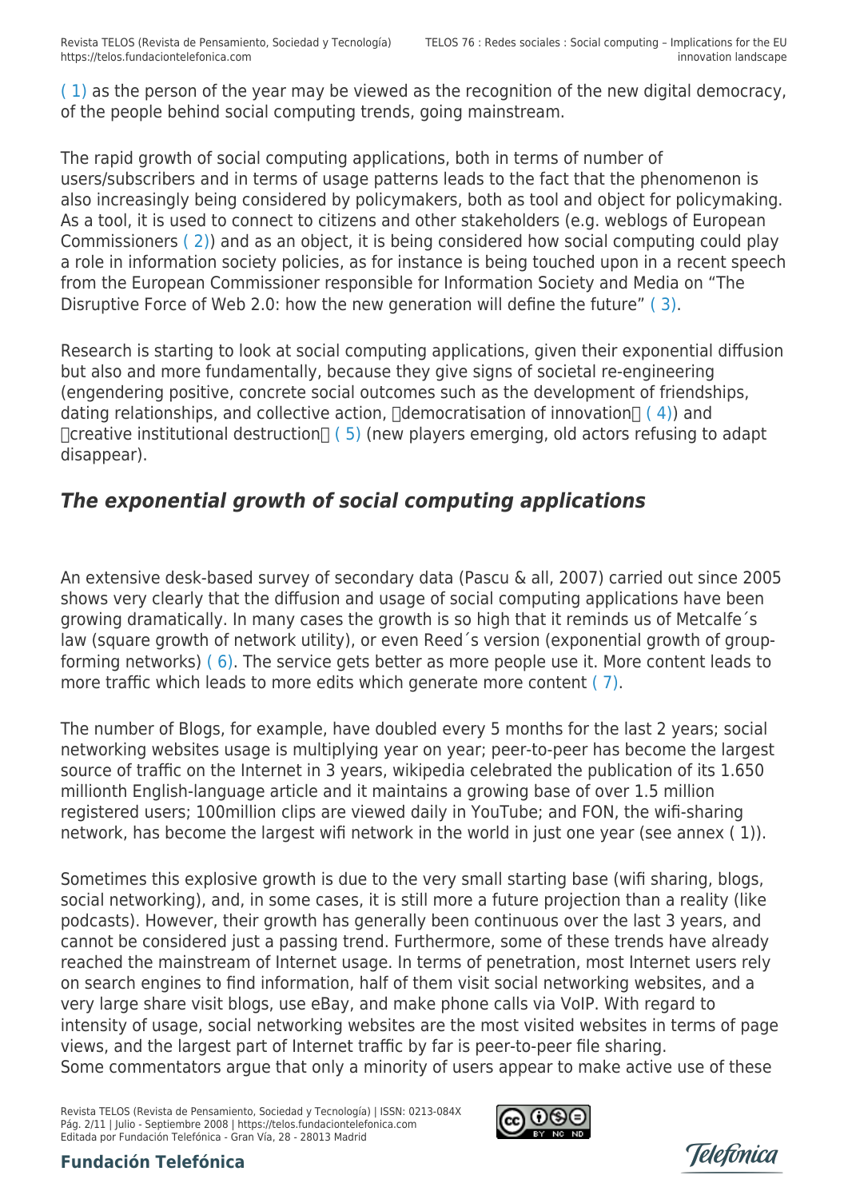( 1) as the person of the year may be viewed as the recognition of the new digital democracy, of the people behind social computing trends, going mainstream.

The rapid growth of social computing applications, both in terms of number of users/subscribers and in terms of usage patterns leads to the fact that the phenomenon is also increasingly being considered by policymakers, both as tool and object for policymaking. As a tool, it is used to connect to citizens and other stakeholders (e.g. weblogs of European Commissioners ( 2)) and as an object, it is being considered how social computing could play a role in information society policies, as for instance is being touched upon in a recent speech from the European Commissioner responsible for Information Society and Media on "The Disruptive Force of Web 2.0: how the new generation will define the future" ( 3).

Research is starting to look at social computing applications, given their exponential diffusion but also and more fundamentally, because they give signs of societal re-engineering (engendering positive, concrete social outcomes such as the development of friendships, dating relationships, and collective action, democratisation of innovation ( 4)) and creative institutional destruction ( 5) (new players emerging, old actors refusing to adapt disappear).

## *The exponential growth of social computing applications*

An extensive desk-based survey of secondary data (Pascu & all, 2007) carried out since 2005 shows very clearly that the diffusion and usage of social computing applications have been growing dramatically. In many cases the growth is so high that it reminds us of Metcalfe´s law (square growth of network utility), or even Reed´s version (exponential growth of group-forming networks) ( 6). The service gets better as more people use it. More content leads to more traffic which leads to more edits which generate more content ( 7).

The number of Blogs, for example, have doubled every 5 months for the last 2 years; social networking websites usage is multiplying year on year; peer-to-peer has become the largest source of traffic on the Internet in 3 years, wikipedia celebrated the publication of its 1.650 millionth English-language article and it maintains a growing base of over 1.5 million registered users; 100million clips are viewed daily in YouTube; and FON, the wifi-sharing network, has become the largest wifi network in the world in just one year (see annex ( 1)).

Sometimes this explosive growth is due to the very small starting base (wifi sharing, blogs, social networking), and, in some cases, it is still more a future projection than a reality (like podcasts). However, their growth has generally been continuous over the last 3 years, and cannot be considered just a passing trend. Furthermore, some of these trends have already reached the mainstream of Internet usage. In terms of penetration, most Internet users rely on search engines to find information, half of them visit social networking websites, and a very large share visit blogs, use eBay, and make phone calls via VoIP. With regard to intensity of usage, social networking websites are the most visited websites in terms of page views, and the largest part of Internet traffic by far is peer-to-peer file sharing.
Some commentators argue that only a minority of users appear to make active use of these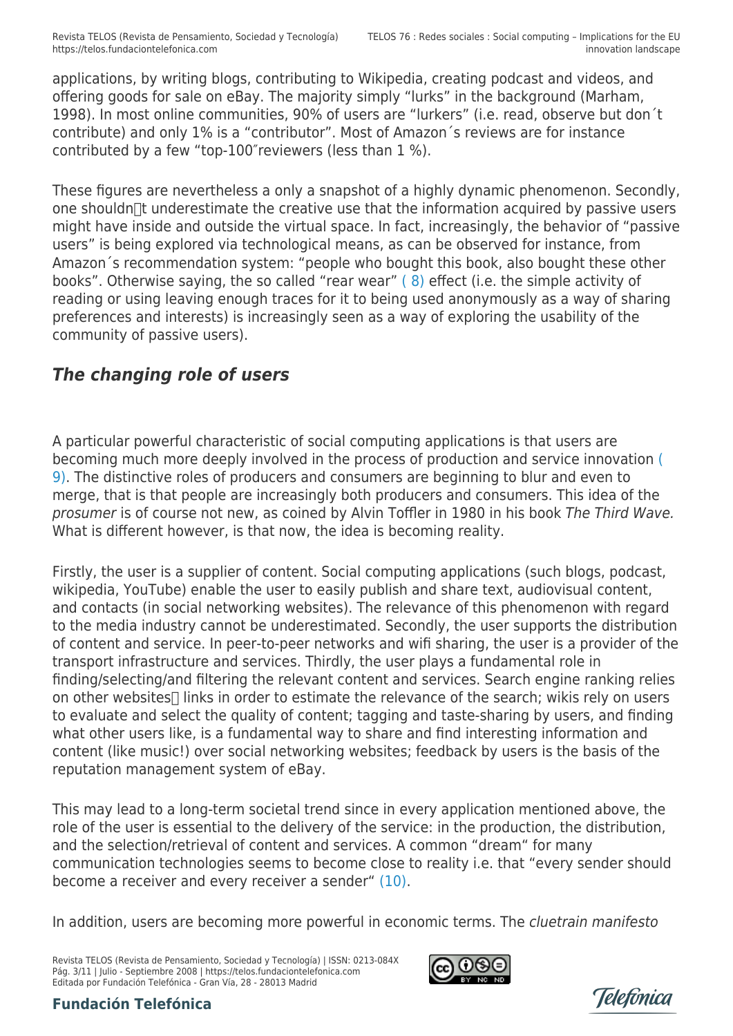applications, by writing blogs, contributing to Wikipedia, creating podcast and videos, and offering goods for sale on eBay. The majority simply "lurks" in the background (Marham, 1998). In most online communities, 90% of users are "lurkers" (i.e. read, observe but don´t contribute) and only 1% is a "contributor". Most of Amazon´s reviews are for instance contributed by a few "top-100″reviewers (less than 1 %).

These figures are nevertheless a only a snapshot of a highly dynamic phenomenon. Secondly, one shouldnt underestimate the creative use that the information acquired by passive users might have inside and outside the virtual space. In fact, increasingly, the behavior of "passive users" is being explored via technological means, as can be observed for instance, from Amazon´s recommendation system: "people who bought this book, also bought these other books". Otherwise saying, the so called "rear wear" ( 8) effect (i.e. the simple activity of reading or using leaving enough traces for it to being used anonymously as a way of sharing preferences and interests) is increasingly seen as a way of exploring the usability of the community of passive users).

## *The changing role of users*

A particular powerful characteristic of social computing applications is that users are becoming much more deeply involved in the process of production and service innovation ( 9). The distinctive roles of producers and consumers are beginning to blur and even to merge, that is that people are increasingly both producers and consumers. This idea of the *prosumer* is of course not new, as coined by Alvin Toffler in 1980 in his book *The Third Wave.* What is different however, is that now, the idea is becoming reality.

Firstly, the user is a supplier of content. Social computing applications (such blogs, podcast, wikipedia, YouTube) enable the user to easily publish and share text, audiovisual content, and contacts (in social networking websites). The relevance of this phenomenon with regard to the media industry cannot be underestimated. Secondly, the user supports the distribution of content and service. In peer-to-peer networks and wifi sharing, the user is a provider of the transport infrastructure and services. Thirdly, the user plays a fundamental role in finding/selecting/and filtering the relevant content and services. Search engine ranking relies on other websites links in order to estimate the relevance of the search; wikis rely on users to evaluate and select the quality of content; tagging and taste-sharing by users, and finding what other users like, is a fundamental way to share and find interesting information and content (like music!) over social networking websites; feedback by users is the basis of the reputation management system of eBay.

This may lead to a long-term societal trend since in every application mentioned above, the role of the user is essential to the delivery of the service: in the production, the distribution, and the selection/retrieval of content and services. A common "dream" for many communication technologies seems to become close to reality i.e. that "every sender should become a receiver and every receiver a sender" (10).

In addition, users are becoming more powerful in economic terms. The *cluetrain manifesto*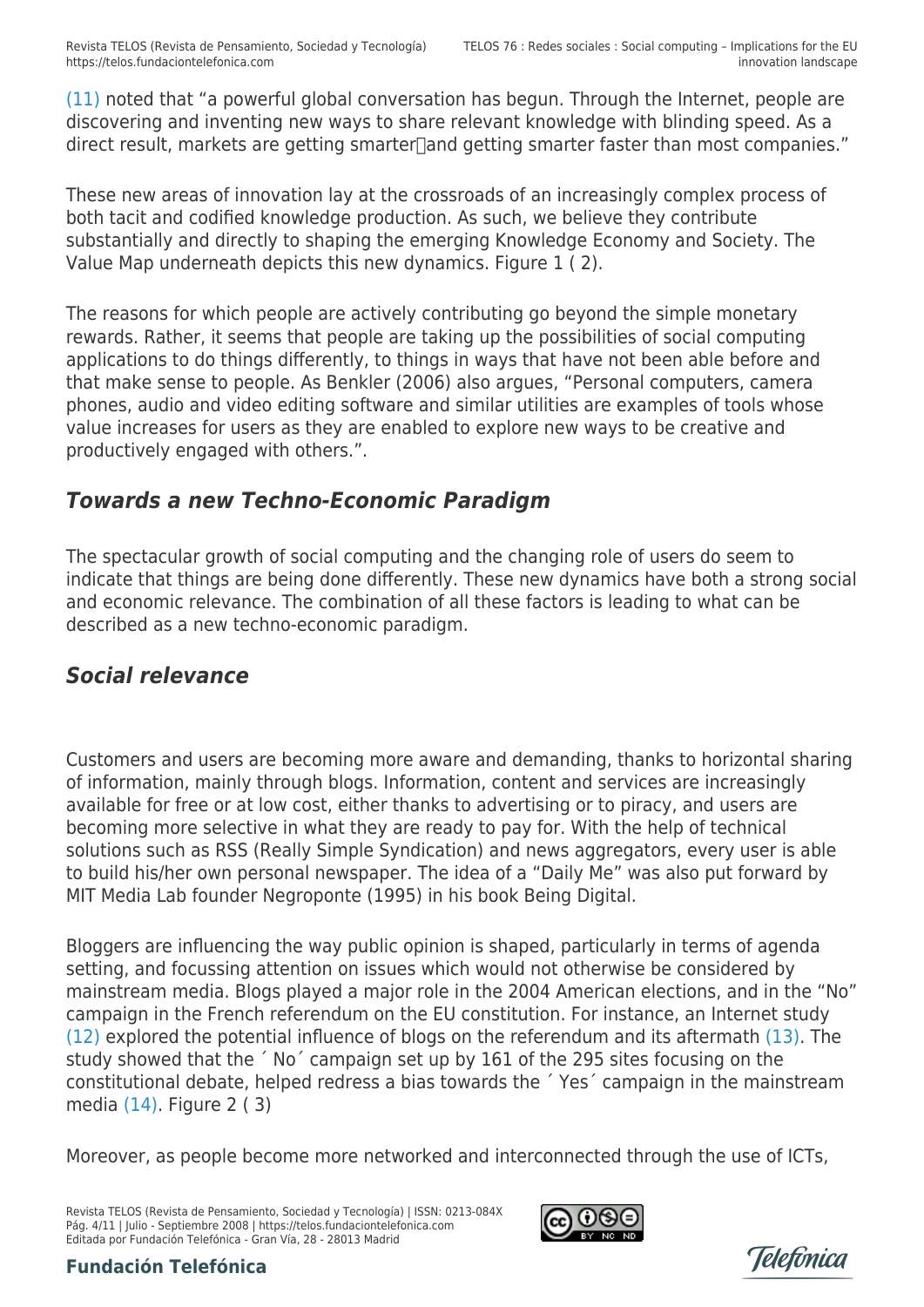(11) noted that "a powerful global conversation has begun. Through the Internet, people are discovering and inventing new ways to share relevant knowledge with blinding speed. As a direct result, markets are getting smarterand getting smarter faster than most companies."

These new areas of innovation lay at the crossroads of an increasingly complex process of both tacit and codified knowledge production. As such, we believe they contribute substantially and directly to shaping the emerging Knowledge Economy and Society. The Value Map underneath depicts this new dynamics. Figure 1 ( 2).

The reasons for which people are actively contributing go beyond the simple monetary rewards. Rather, it seems that people are taking up the possibilities of social computing applications to do things differently, to things in ways that have not been able before and that make sense to people. As Benkler (2006) also argues, "Personal computers, camera phones, audio and video editing software and similar utilities are examples of tools whose value increases for users as they are enabled to explore new ways to be creative and productively engaged with others.".

## *Towards a new Techno-Economic Paradigm*

The spectacular growth of social computing and the changing role of users do seem to indicate that things are being done differently. These new dynamics have both a strong social and economic relevance. The combination of all these factors is leading to what can be described as a new techno-economic paradigm.

## *Social relevance*

Customers and users are becoming more aware and demanding, thanks to horizontal sharing of information, mainly through blogs. Information, content and services are increasingly available for free or at low cost, either thanks to advertising or to piracy, and users are becoming more selective in what they are ready to pay for. With the help of technical solutions such as RSS (Really Simple Syndication) and news aggregators, every user is able to build his/her own personal newspaper. The idea of a "Daily Me" was also put forward by MIT Media Lab founder Negroponte (1995) in his book Being Digital.

Bloggers are influencing the way public opinion is shaped, particularly in terms of agenda setting, and focussing attention on issues which would not otherwise be considered by mainstream media. Blogs played a major role in the 2004 American elections, and in the "No" campaign in the French referendum on the EU constitution. For instance, an Internet study (12) explored the potential influence of blogs on the referendum and its aftermath (13). The study showed that the ´ No´ campaign set up by 161 of the 295 sites focusing on the constitutional debate, helped redress a bias towards the ´ Yes´ campaign in the mainstream media (14). Figure 2 ( 3)

Moreover, as people become more networked and interconnected through the use of ICTs,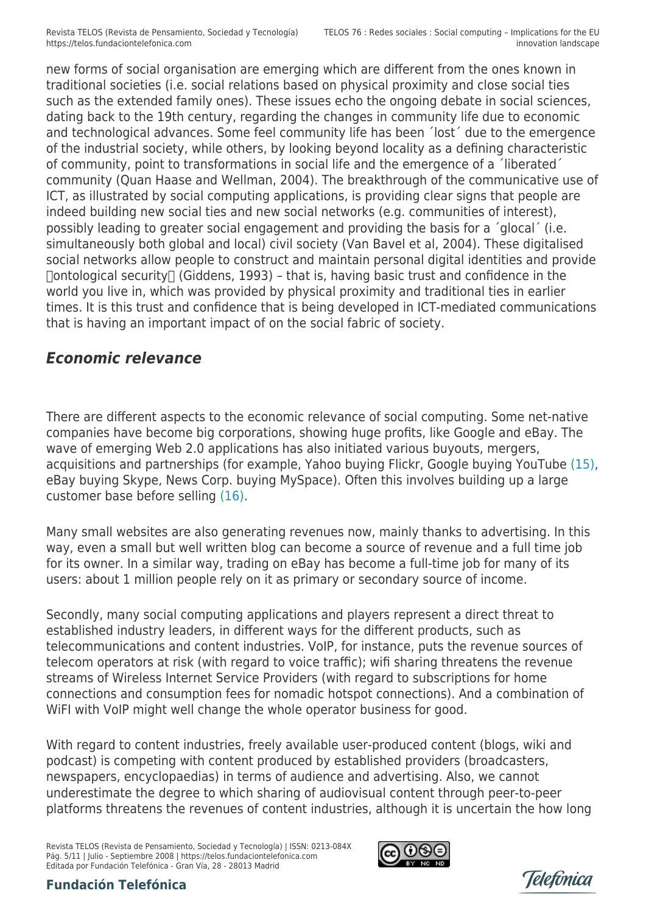new forms of social organisation are emerging which are different from the ones known in traditional societies (i.e. social relations based on physical proximity and close social ties such as the extended family ones). These issues echo the ongoing debate in social sciences, dating back to the 19th century, regarding the changes in community life due to economic and technological advances. Some feel community life has been ´lost´ due to the emergence of the industrial society, while others, by looking beyond locality as a defining characteristic of community, point to transformations in social life and the emergence of a ´liberated´ community (Quan Haase and Wellman, 2004). The breakthrough of the communicative use of ICT, as illustrated by social computing applications, is providing clear signs that people are indeed building new social ties and new social networks (e.g. communities of interest), possibly leading to greater social engagement and providing the basis for a ´glocal´ (i.e. simultaneously both global and local) civil society (Van Bavel et al, 2004). These digitalised social networks allow people to construct and maintain personal digital identities and provide ontological security (Giddens, 1993) – that is, having basic trust and confidence in the world you live in, which was provided by physical proximity and traditional ties in earlier times. It is this trust and confidence that is being developed in ICT-mediated communications that is having an important impact of on the social fabric of society.

## *Economic relevance*

There are different aspects to the economic relevance of social computing. Some net-native companies have become big corporations, showing huge profits, like Google and eBay. The wave of emerging Web 2.0 applications has also initiated various buyouts, mergers, acquisitions and partnerships (for example, Yahoo buying Flickr, Google buying YouTube (15), eBay buying Skype, News Corp. buying MySpace). Often this involves building up a large customer base before selling (16).

Many small websites are also generating revenues now, mainly thanks to advertising. In this way, even a small but well written blog can become a source of revenue and a full time job for its owner. In a similar way, trading on eBay has become a full-time job for many of its users: about 1 million people rely on it as primary or secondary source of income.

Secondly, many social computing applications and players represent a direct threat to established industry leaders, in different ways for the different products, such as telecommunications and content industries. VoIP, for instance, puts the revenue sources of telecom operators at risk (with regard to voice traffic); wifi sharing threatens the revenue streams of Wireless Internet Service Providers (with regard to subscriptions for home connections and consumption fees for nomadic hotspot connections). And a combination of WiFI with VoIP might well change the whole operator business for good.

With regard to content industries, freely available user-produced content (blogs, wiki and podcast) is competing with content produced by established providers (broadcasters, newspapers, encyclopaedias) in terms of audience and advertising. Also, we cannot underestimate the degree to which sharing of audiovisual content through peer-to-peer platforms threatens the revenues of content industries, although it is uncertain the how long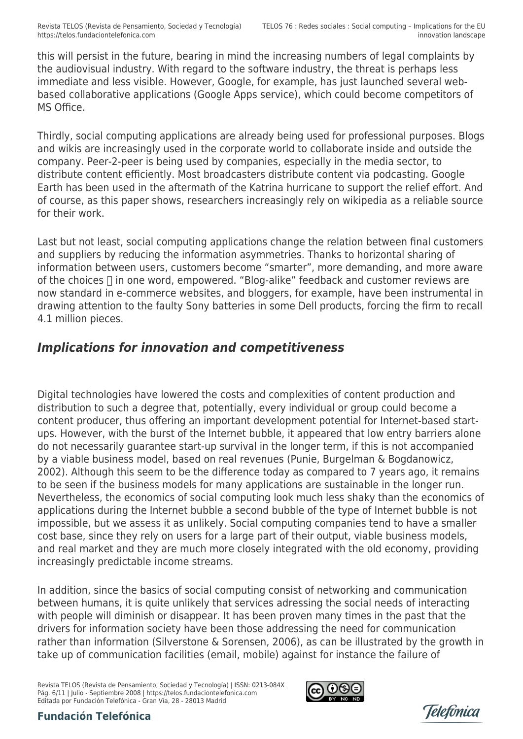this will persist in the future, bearing in mind the increasing numbers of legal complaints by the audiovisual industry. With regard to the software industry, the threat is perhaps less immediate and less visible. However, Google, for example, has just launched several web-based collaborative applications (Google Apps service), which could become competitors of MS Office.

Thirdly, social computing applications are already being used for professional purposes. Blogs and wikis are increasingly used in the corporate world to collaborate inside and outside the company. Peer-2-peer is being used by companies, especially in the media sector, to distribute content efficiently. Most broadcasters distribute content via podcasting. Google Earth has been used in the aftermath of the Katrina hurricane to support the relief effort. And of course, as this paper shows, researchers increasingly rely on wikipedia as a reliable source for their work.

Last but not least, social computing applications change the relation between final customers and suppliers by reducing the information asymmetries. Thanks to horizontal sharing of information between users, customers become "smarter", more demanding, and more aware of the choices  in one word, empowered. "Blog-alike" feedback and customer reviews are now standard in e-commerce websites, and bloggers, for example, have been instrumental in drawing attention to the faulty Sony batteries in some Dell products, forcing the firm to recall 4.1 million pieces.

## ***Implications for innovation and competitiveness***

Digital technologies have lowered the costs and complexities of content production and distribution to such a degree that, potentially, every individual or group could become a content producer, thus offering an important development potential for Internet-based start-ups. However, with the burst of the Internet bubble, it appeared that low entry barriers alone do not necessarily guarantee start-up survival in the longer term, if this is not accompanied by a viable business model, based on real revenues (Punie, Burgelman & Bogdanowicz, 2002). Although this seem to be the difference today as compared to 7 years ago, it remains to be seen if the business models for many applications are sustainable in the longer run. Nevertheless, the economics of social computing look much less shaky than the economics of applications during the Internet bubble a second bubble of the type of Internet bubble is not impossible, but we assess it as unlikely. Social computing companies tend to have a smaller cost base, since they rely on users for a large part of their output, viable business models, and real market and they are much more closely integrated with the old economy, providing increasingly predictable income streams.

In addition, since the basics of social computing consist of networking and communication between humans, it is quite unlikely that services adressing the social needs of interacting with people will diminish or disappear. It has been proven many times in the past that the drivers for information society have been those addressing the need for communication rather than information (Silverstone & Sorensen, 2006), as can be illustrated by the growth in take up of communication facilities (email, mobile) against for instance the failure of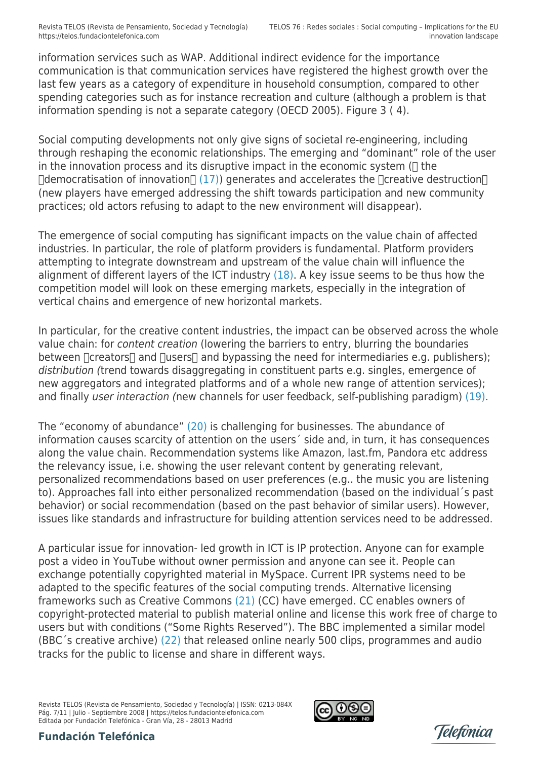information services such as WAP. Additional indirect evidence for the importance communication is that communication services have registered the highest growth over the last few years as a category of expenditure in household consumption, compared to other spending categories such as for instance recreation and culture (although a problem is that information spending is not a separate category (OECD 2005). Figure 3 ( 4).

Social computing developments not only give signs of societal re-engineering, including through reshaping the economic relationships. The emerging and "dominant" role of the user in the innovation process and its disruptive impact in the economic system ( the democratisation of innovation (17)) generates and accelerates the creative destruction (new players have emerged addressing the shift towards participation and new community practices; old actors refusing to adapt to the new environment will disappear).

The emergence of social computing has significant impacts on the value chain of affected industries. In particular, the role of platform providers is fundamental. Platform providers attempting to integrate downstream and upstream of the value chain will influence the alignment of different layers of the ICT industry (18). A key issue seems to be thus how the competition model will look on these emerging markets, especially in the integration of vertical chains and emergence of new horizontal markets.

In particular, for the creative content industries, the impact can be observed across the whole value chain: for *content creation* (lowering the barriers to entry, blurring the boundaries between creators and users and bypassing the need for intermediaries e.g. publishers); *distribution (*trend towards disaggregating in constituent parts e.g. singles, emergence of new aggregators and integrated platforms and of a whole new range of attention services); and finally *user interaction (*new channels for user feedback, self-publishing paradigm) (19).

The "economy of abundance" (20) is challenging for businesses. The abundance of information causes scarcity of attention on the users´ side and, in turn, it has consequences along the value chain. Recommendation systems like Amazon, last.fm, Pandora etc address the relevancy issue, i.e. showing the user relevant content by generating relevant, personalized recommendations based on user preferences (e.g.. the music you are listening to). Approaches fall into either personalized recommendation (based on the individual´s past behavior) or social recommendation (based on the past behavior of similar users). However, issues like standards and infrastructure for building attention services need to be addressed.

A particular issue for innovation- led growth in ICT is IP protection. Anyone can for example post a video in YouTube without owner permission and anyone can see it. People can exchange potentially copyrighted material in MySpace. Current IPR systems need to be adapted to the specific features of the social computing trends. Alternative licensing frameworks such as Creative Commons (21) (CC) have emerged. CC enables owners of copyright-protected material to publish material online and license this work free of charge to users but with conditions ("Some Rights Reserved"). The BBC implemented a similar model (BBC´s creative archive) (22) that released online nearly 500 clips, programmes and audio tracks for the public to license and share in different ways.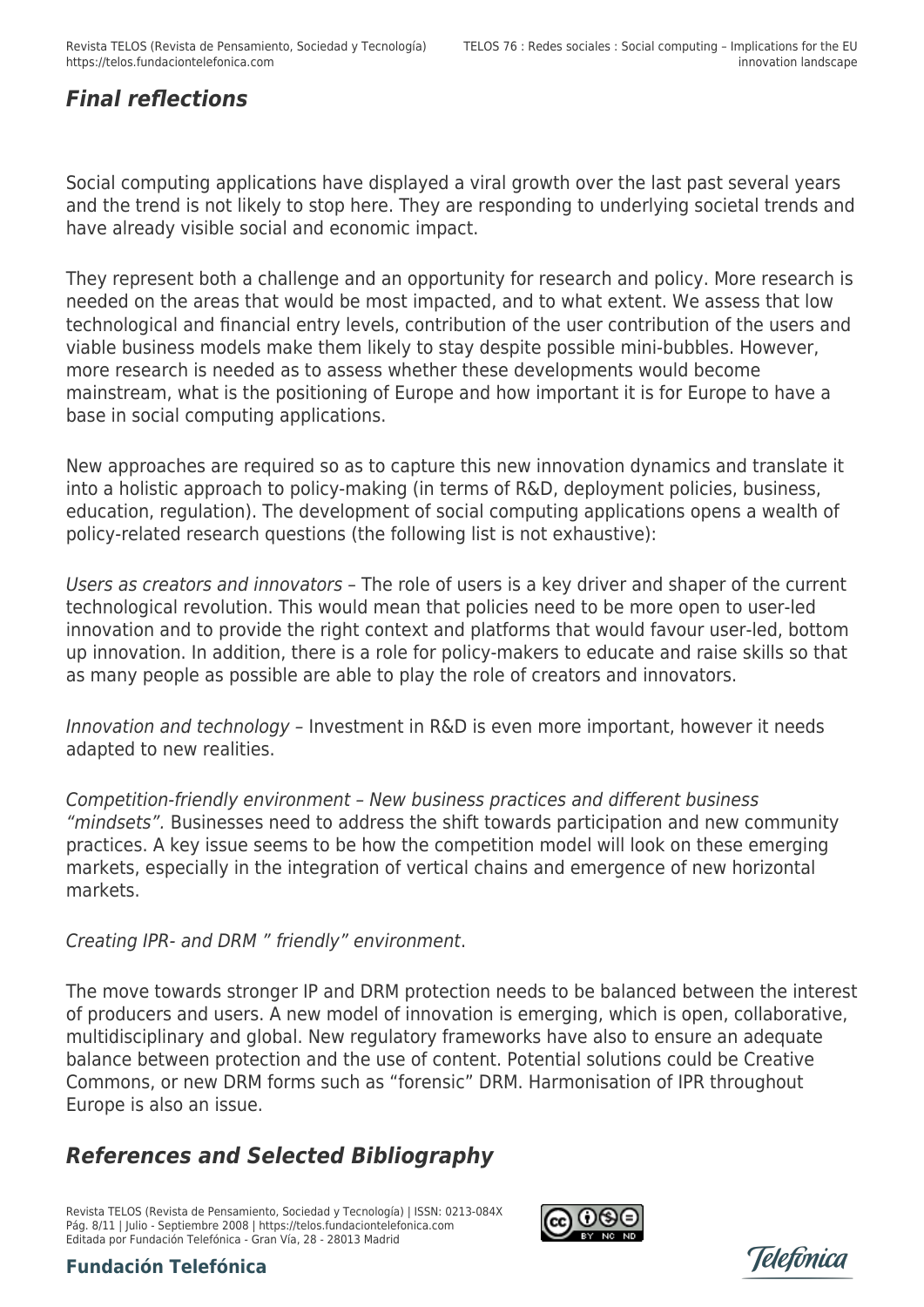## *Final reflections*

Social computing applications have displayed a viral growth over the last past several years and the trend is not likely to stop here. They are responding to underlying societal trends and have already visible social and economic impact.

They represent both a challenge and an opportunity for research and policy. More research is needed on the areas that would be most impacted, and to what extent. We assess that low technological and financial entry levels, contribution of the user contribution of the users and viable business models make them likely to stay despite possible mini-bubbles. However, more research is needed as to assess whether these developments would become mainstream, what is the positioning of Europe and how important it is for Europe to have a base in social computing applications.

New approaches are required so as to capture this new innovation dynamics and translate it into a holistic approach to policy-making (in terms of R&D, deployment policies, business, education, regulation). The development of social computing applications opens a wealth of policy-related research questions (the following list is not exhaustive):

*Users as creators and innovators* – The role of users is a key driver and shaper of the current technological revolution. This would mean that policies need to be more open to user-led innovation and to provide the right context and platforms that would favour user-led, bottom up innovation. In addition, there is a role for policy-makers to educate and raise skills so that as many people as possible are able to play the role of creators and innovators.

*Innovation and technology* – Investment in R&D is even more important, however it needs adapted to new realities.

*Competition-friendly environment – New business practices and different business "mindsets".* Businesses need to address the shift towards participation and new community practices. A key issue seems to be how the competition model will look on these emerging markets, especially in the integration of vertical chains and emergence of new horizontal markets.

*Creating IPR- and DRM " friendly" environment*.

The move towards stronger IP and DRM protection needs to be balanced between the interest of producers and users. A new model of innovation is emerging, which is open, collaborative, multidisciplinary and global. New regulatory frameworks have also to ensure an adequate balance between protection and the use of content. Potential solutions could be Creative Commons, or new DRM forms such as "forensic" DRM. Harmonisation of IPR throughout Europe is also an issue.

## *References and Selected Bibliography*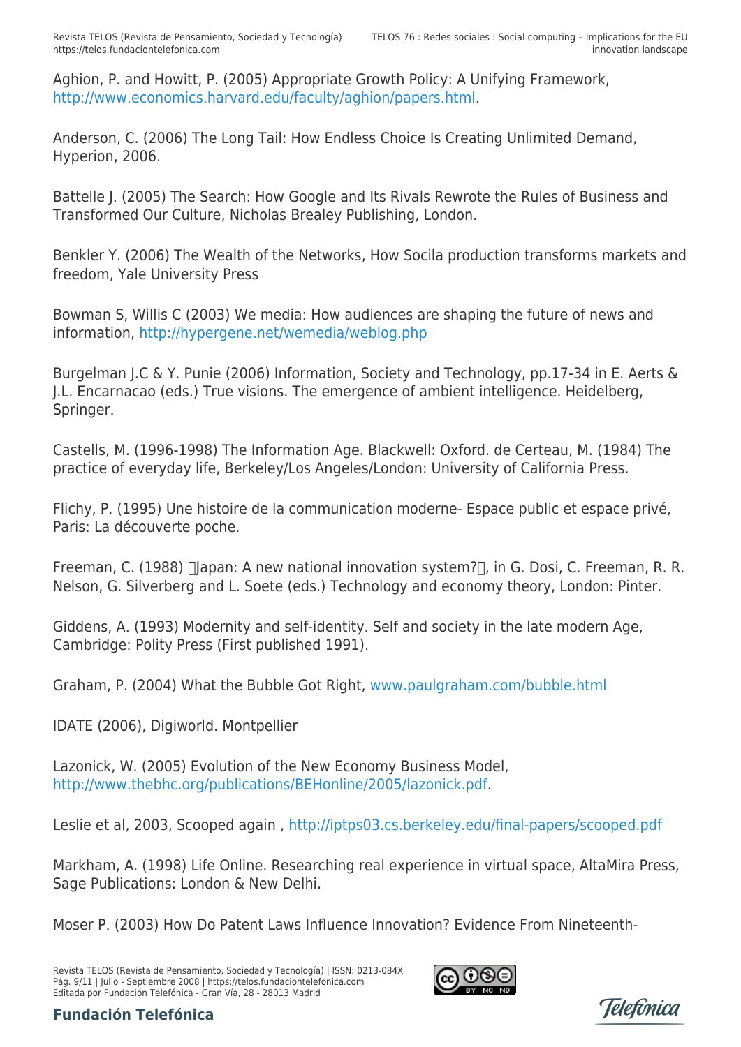Aghion, P. and Howitt, P. (2005) Appropriate Growth Policy: A Unifying Framework, http://www.economics.harvard.edu/faculty/aghion/papers.html.

Anderson, C. (2006) The Long Tail: How Endless Choice Is Creating Unlimited Demand, Hyperion, 2006.

Battelle J. (2005) The Search: How Google and Its Rivals Rewrote the Rules of Business and Transformed Our Culture, Nicholas Brealey Publishing, London.

Benkler Y. (2006) The Wealth of the Networks, How Socila production transforms markets and freedom, Yale University Press

Bowman S, Willis C (2003) We media: How audiences are shaping the future of news and information, http://hypergene.net/wemedia/weblog.php

Burgelman J.C & Y. Punie (2006) Information, Society and Technology, pp.17-34 in E. Aerts & J.L. Encarnacao (eds.) True visions. The emergence of ambient intelligence. Heidelberg, Springer.

Castells, M. (1996-1998) The Information Age. Blackwell: Oxford. de Certeau, M. (1984) The practice of everyday life, Berkeley/Los Angeles/London: University of California Press.

Flichy, P. (1995) Une histoire de la communication moderne- Espace public et espace privé, Paris: La découverte poche.

Freeman, C. (1988) Japan: A new national innovation system?, in G. Dosi, C. Freeman, R. R. Nelson, G. Silverberg and L. Soete (eds.) Technology and economy theory, London: Pinter.

Giddens, A. (1993) Modernity and self-identity. Self and society in the late modern Age, Cambridge: Polity Press (First published 1991).

Graham, P. (2004) What the Bubble Got Right, www.paulgraham.com/bubble.html

IDATE (2006), Digiworld. Montpellier

Lazonick, W. (2005) Evolution of the New Economy Business Model, http://www.thebhc.org/publications/BEHonline/2005/lazonick.pdf.

Leslie et al, 2003, Scooped again , http://iptps03.cs.berkeley.edu/final-papers/scooped.pdf

Markham, A. (1998) Life Online. Researching real experience in virtual space, AltaMira Press, Sage Publications: London & New Delhi.

Moser P. (2003) How Do Patent Laws Influence Innovation? Evidence From Nineteenth-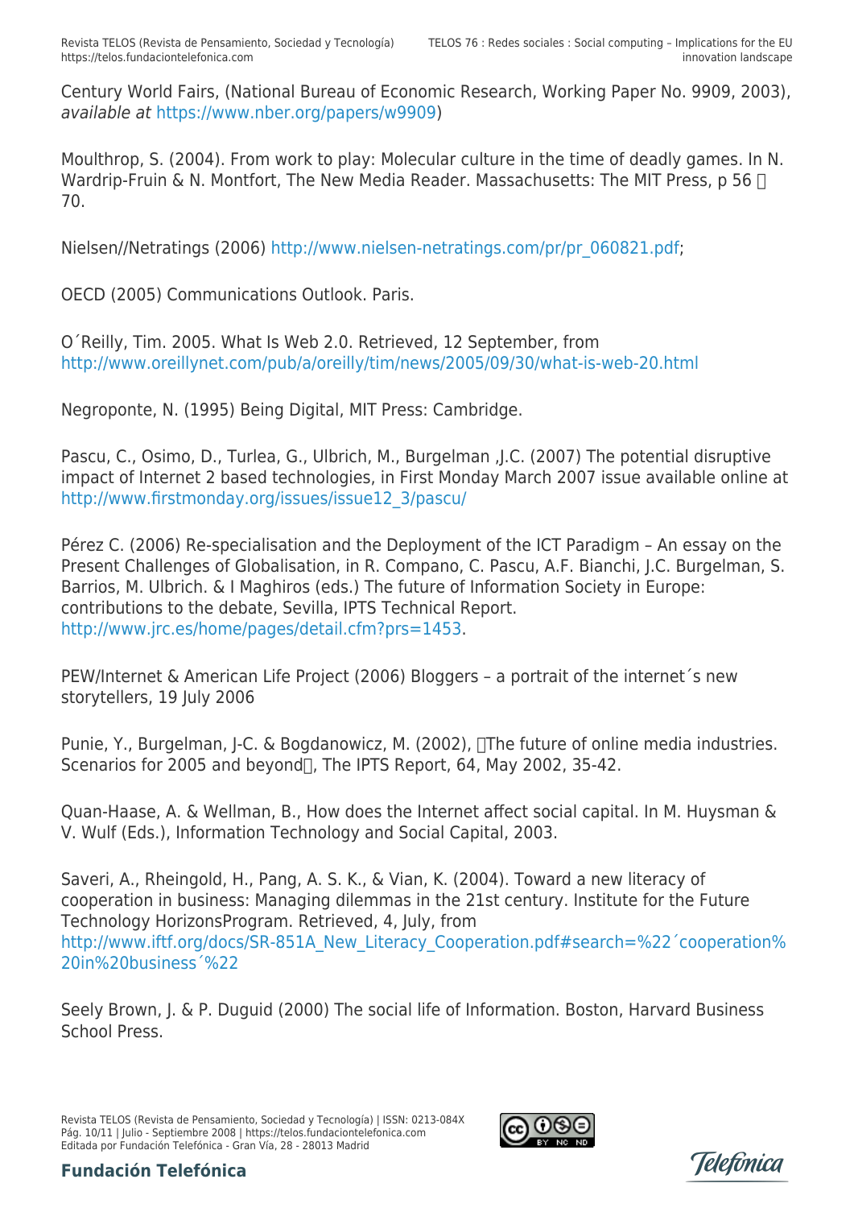Century World Fairs, (National Bureau of Economic Research, Working Paper No. 9909, 2003), *available at* https://www.nber.org/papers/w9909)

Moulthrop, S. (2004). From work to play: Molecular culture in the time of deadly games. In N. Wardrip-Fruin & N. Montfort, The New Media Reader. Massachusetts: The MIT Press, p 56  70.

Nielsen//Netratings (2006) http://www.nielsen-netratings.com/pr/pr_060821.pdf;

OECD (2005) Communications Outlook. Paris.

O´Reilly, Tim. 2005. What Is Web 2.0. Retrieved, 12 September, from http://www.oreillynet.com/pub/a/oreilly/tim/news/2005/09/30/what-is-web-20.html

Negroponte, N. (1995) Being Digital, MIT Press: Cambridge.

Pascu, C., Osimo, D., Turlea, G., Ulbrich, M., Burgelman ,J.C. (2007) The potential disruptive impact of Internet 2 based technologies, in First Monday March 2007 issue available online at http://www.firstmonday.org/issues/issue12_3/pascu/

Pérez C. (2006) Re-specialisation and the Deployment of the ICT Paradigm – An essay on the Present Challenges of Globalisation, in R. Compano, C. Pascu, A.F. Bianchi, J.C. Burgelman, S. Barrios, M. Ulbrich. & I Maghiros (eds.) The future of Information Society in Europe: contributions to the debate, Sevilla, IPTS Technical Report. http://www.jrc.es/home/pages/detail.cfm?prs=1453.

PEW/Internet & American Life Project (2006) Bloggers – a portrait of the internet´s new storytellers, 19 July 2006

Punie, Y., Burgelman, J-C. & Bogdanowicz, M. (2002), The future of online media industries. Scenarios for 2005 and beyond, The IPTS Report, 64, May 2002, 35-42.

Quan-Haase, A. & Wellman, B., How does the Internet affect social capital. In M. Huysman & V. Wulf (Eds.), Information Technology and Social Capital, 2003.

Saveri, A., Rheingold, H., Pang, A. S. K., & Vian, K. (2004). Toward a new literacy of cooperation in business: Managing dilemmas in the 21st century. Institute for the Future Technology HorizonsProgram. Retrieved, 4, July, from http://www.iftf.org/docs/SR-851A_New_Literacy_Cooperation.pdf#search=%22´cooperation%20in%20business´%22

Seely Brown, J. & P. Duguid (2000) The social life of Information. Boston, Harvard Business School Press.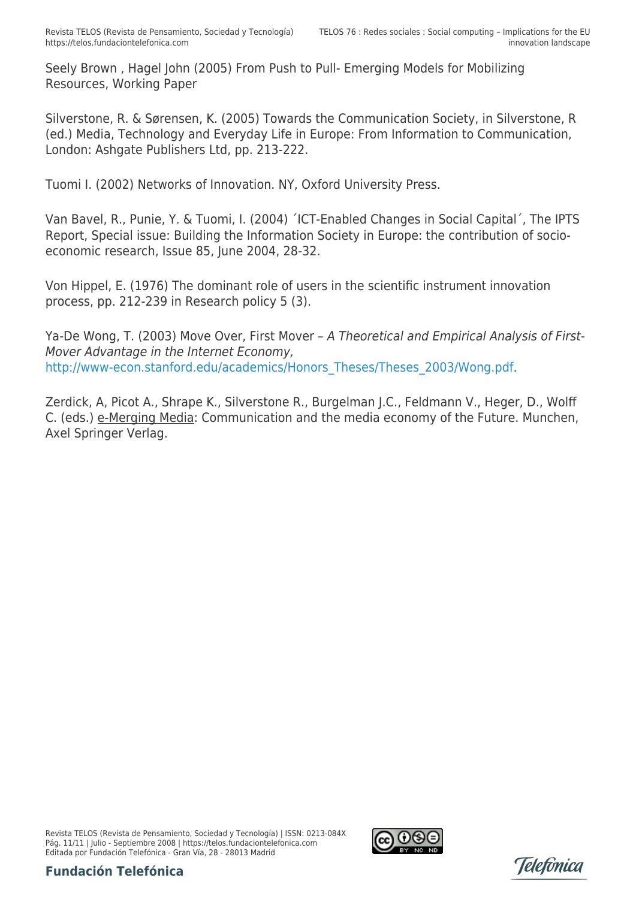Seely Brown , Hagel John (2005) From Push to Pull- Emerging Models for Mobilizing Resources, Working Paper

Silverstone, R. & Sørensen, K. (2005) Towards the Communication Society, in Silverstone, R (ed.) Media, Technology and Everyday Life in Europe: From Information to Communication, London: Ashgate Publishers Ltd, pp. 213-222.

Tuomi I. (2002) Networks of Innovation. NY, Oxford University Press.

Van Bavel, R., Punie, Y. & Tuomi, I. (2004) ´ICT-Enabled Changes in Social Capital´, The IPTS Report, Special issue: Building the Information Society in Europe: the contribution of socio-economic research, Issue 85, June 2004, 28-32.

Von Hippel, E. (1976) The dominant role of users in the scientific instrument innovation process, pp. 212-239 in Research policy 5 (3).

Ya-De Wong, T. (2003) Move Over, First Mover – *A Theoretical and Empirical Analysis of First-Mover Advantage in the Internet Economy,* http://www-econ.stanford.edu/academics/Honors_Theses/Theses_2003/Wong.pdf.

Zerdick, A, Picot A., Shrape K., Silverstone R., Burgelman J.C., Feldmann V., Heger, D., Wolff C. (eds.) e-Merging Media: Communication and the media economy of the Future. Munchen, Axel Springer Verlag.